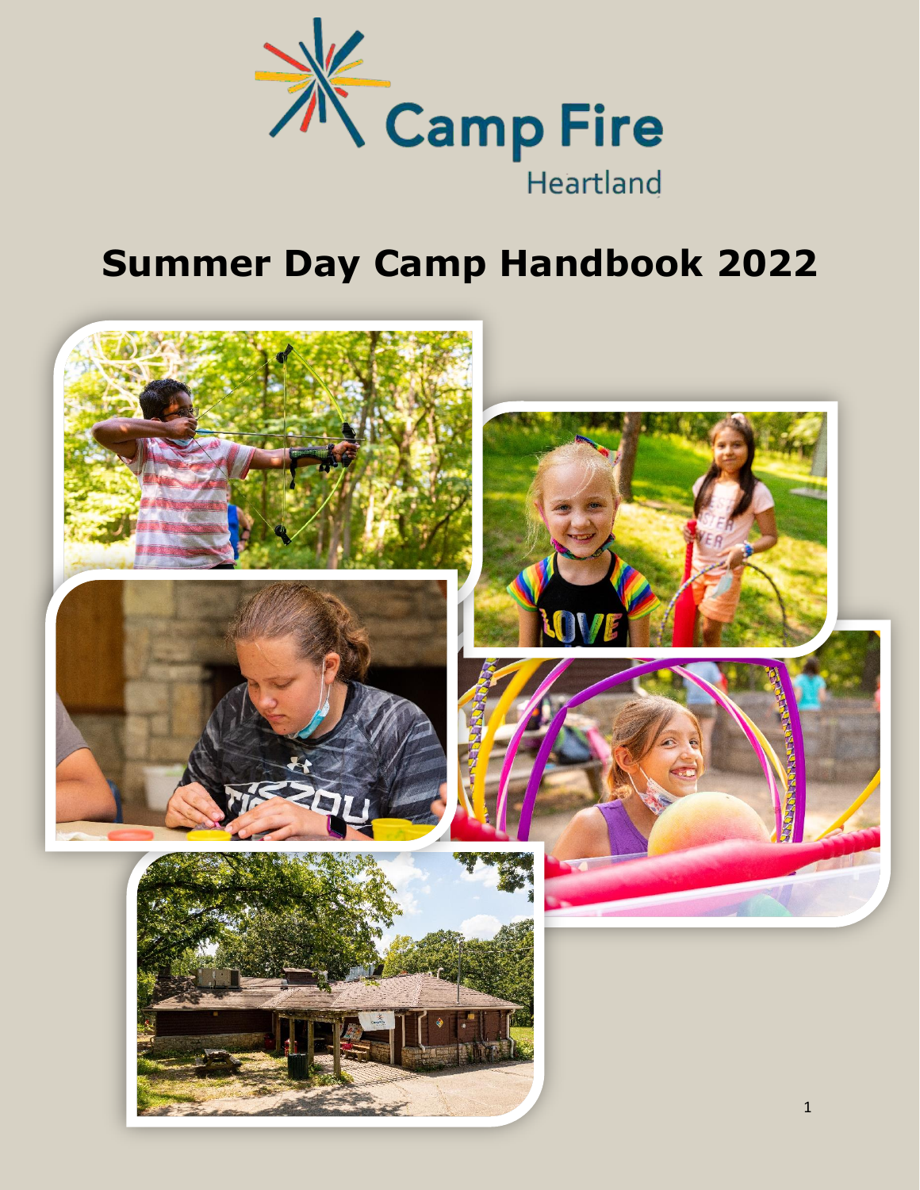Camp Fire

Heartland

# Summer Day Camp Handbook 2022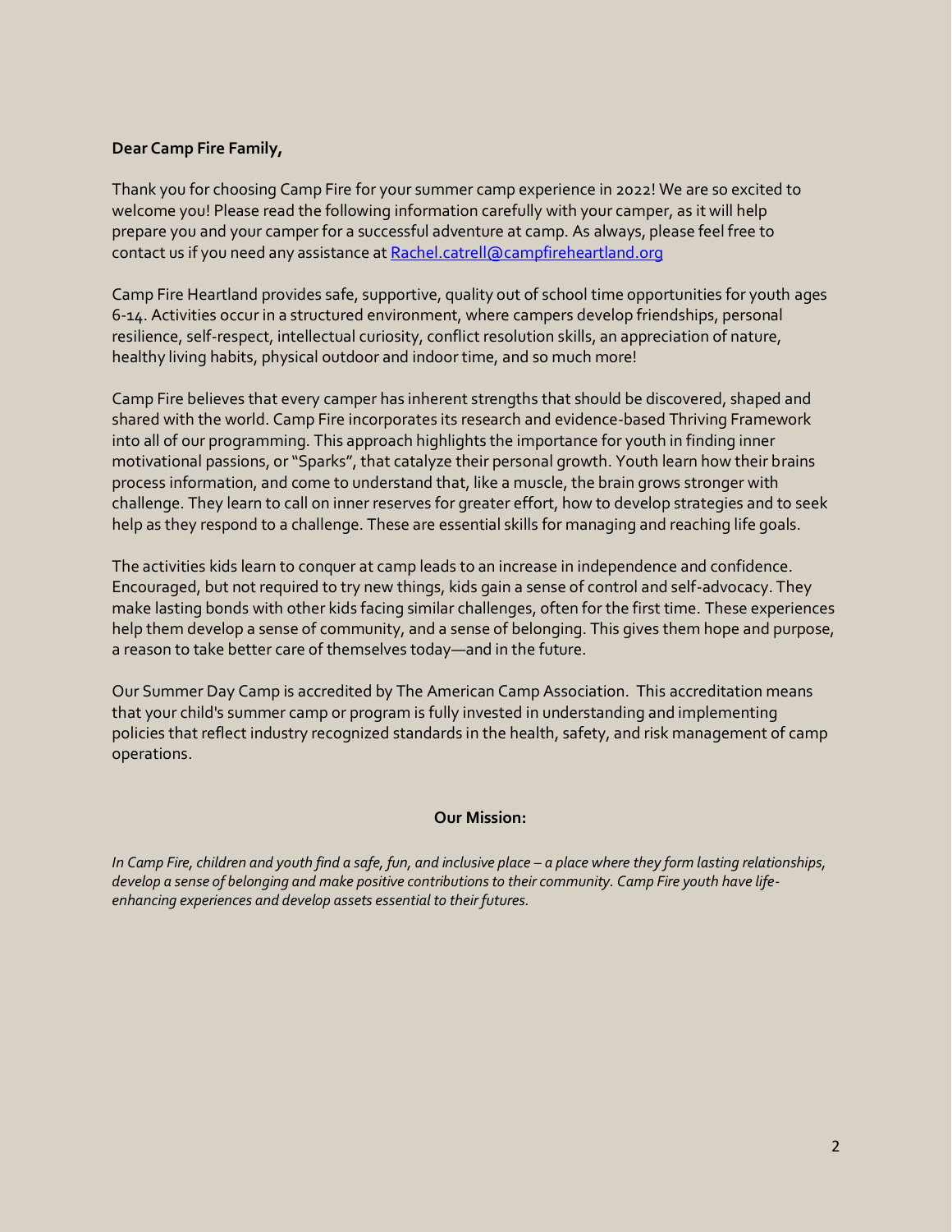**Dear Camp Fire Family,**

Thank you for choosing Camp Fire for your summer camp experience in 2022! We are so excited to welcome you! Please read the following information carefully with your camper, as it will help prepare you and your camper for a successful adventure at camp. As always, please feel free to contact us if you need any assistance at [Rachel.catrell@campfireheartland.org](mailto:Rachel.catrell@campfireheartland.org)

Camp Fire Heartland provides safe, supportive, quality out of school time opportunities for youth ages 6-14. Activities occur in a structured environment, where campers develop friendships, personal resilience, self-respect, intellectual curiosity, conflict resolution skills, an appreciation of nature, healthy living habits, physical outdoor and indoor time, and so much more!

Camp Fire believes that every camper has inherent strengths that should be discovered, shaped and shared with the world. Camp Fire incorporates its research and evidence-based Thriving Framework into all of our programming. This approach highlights the importance for youth in finding inner motivational passions, or "Sparks", that catalyze their personal growth. Youth learn how their brains process information, and come to understand that, like a muscle, the brain grows stronger with challenge. They learn to call on inner reserves for greater effort, how to develop strategies and to seek help as they respond to a challenge. These are essential skills for managing and reaching life goals.

The activities kids learn to conquer at camp leads to an increase in independence and confidence. Encouraged, but not required to try new things, kids gain a sense of control and self-advocacy. They make lasting bonds with other kids facing similar challenges, often for the first time. These experiences help them develop a sense of community, and a sense of belonging. This gives them hope and purpose, a reason to take better care of themselves today—and in the future.

Our Summer Day Camp is accredited by The American Camp Association. This accreditation means that your child's summer camp or program is fully invested in understanding and implementing policies that reflect industry recognized standards in the health, safety, and risk management of camp operations.

**Our Mission:**

*In Camp Fire, children and youth find a safe, fun, and inclusive place – a place where they form lasting relationships, develop a sense of belonging and make positive contributions to their community. Camp Fire youth have life-enhancing experiences and develop assets essential to their futures.*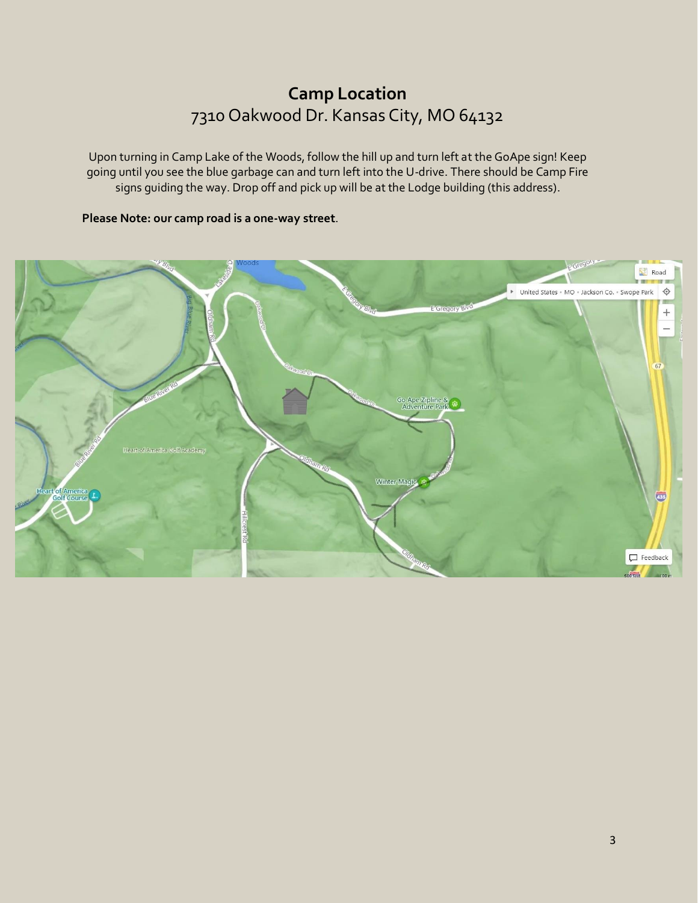# Camp Location

7310 Oakwood Dr. Kansas City, MO 64132

Upon turning in Camp Lake of the Woods, follow the hill up and turn left at the GoApe sign! Keep going until you see the blue garbage can and turn left into the U-drive. There should be Camp Fire signs guiding the way. Drop off and pick up will be at the Lodge building (this address).

**Please Note: our camp road is a one-way street**.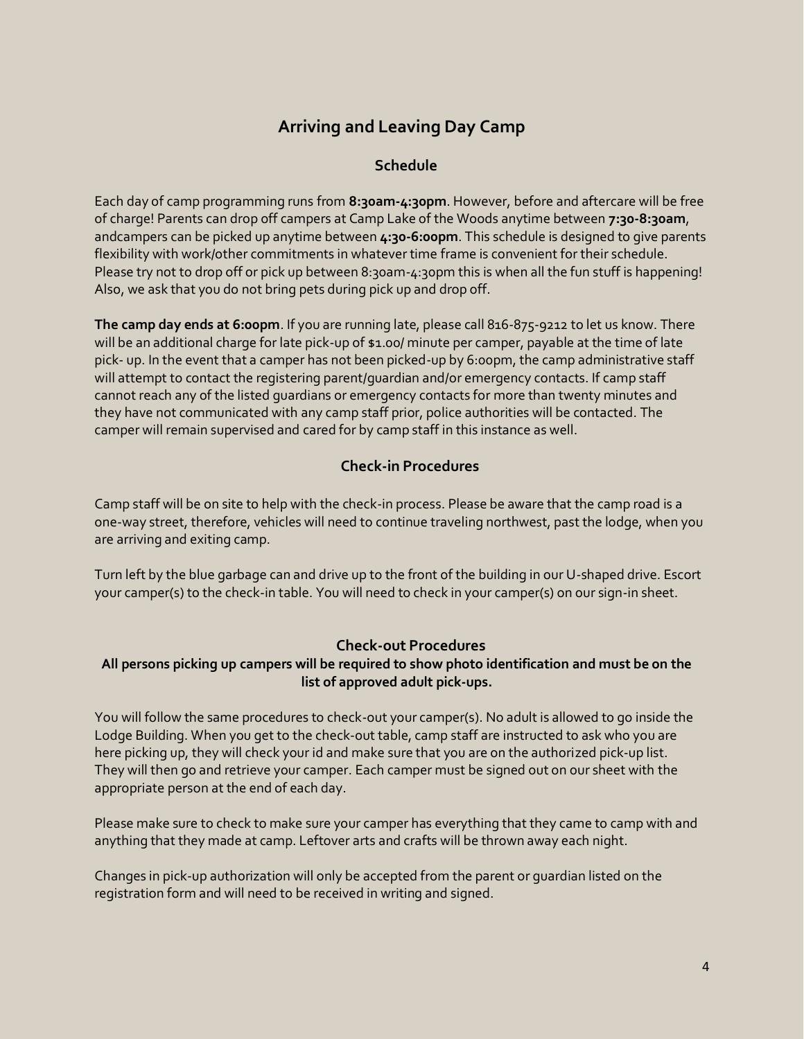# Arriving and Leaving Day Camp

## Schedule

Each day of camp programming runs from **8:30am-4:30pm**. However, before and aftercare will be free of charge! Parents can drop off campers at Camp Lake of the Woods anytime between **7:30-8:30am**, andcampers can be picked up anytime between **4:30-6:00pm**. This schedule is designed to give parents flexibility with work/other commitments in whatever time frame is convenient for their schedule. Please try not to drop off or pick up between 8:30am-4:30pm this is when all the fun stuff is happening! Also, we ask that you do not bring pets during pick up and drop off.

**The camp day ends at 6:00pm**. If you are running late, please call 816-875-9212 to let us know. There will be an additional charge for late pick-up of $1.00/ minute per camper, payable at the time of late pick- up. In the event that a camper has not been picked-up by 6:00pm, the camp administrative staff will attempt to contact the registering parent/guardian and/or emergency contacts. If camp staff cannot reach any of the listed guardians or emergency contacts for more than twenty minutes and they have not communicated with any camp staff prior, police authorities will be contacted. The camper will remain supervised and cared for by camp staff in this instance as well.

## Check-in Procedures

Camp staff will be on site to help with the check-in process. Please be aware that the camp road is a one-way street, therefore, vehicles will need to continue traveling northwest, past the lodge, when you are arriving and exiting camp.

Turn left by the blue garbage can and drive up to the front of the building in our U-shaped drive. Escort your camper(s) to the check-in table. You will need to check in your camper(s) on our sign-in sheet.

## Check-out Procedures

**All persons picking up campers will be required to show photo identification and must be on the list of approved adult pick-ups.**

You will follow the same procedures to check-out your camper(s). No adult is allowed to go inside the Lodge Building. When you get to the check-out table, camp staff are instructed to ask who you are here picking up, they will check your id and make sure that you are on the authorized pick-up list. They will then go and retrieve your camper. Each camper must be signed out on our sheet with the appropriate person at the end of each day.

Please make sure to check to make sure your camper has everything that they came to camp with and anything that they made at camp. Leftover arts and crafts will be thrown away each night.

Changes in pick-up authorization will only be accepted from the parent or guardian listed on the registration form and will need to be received in writing and signed.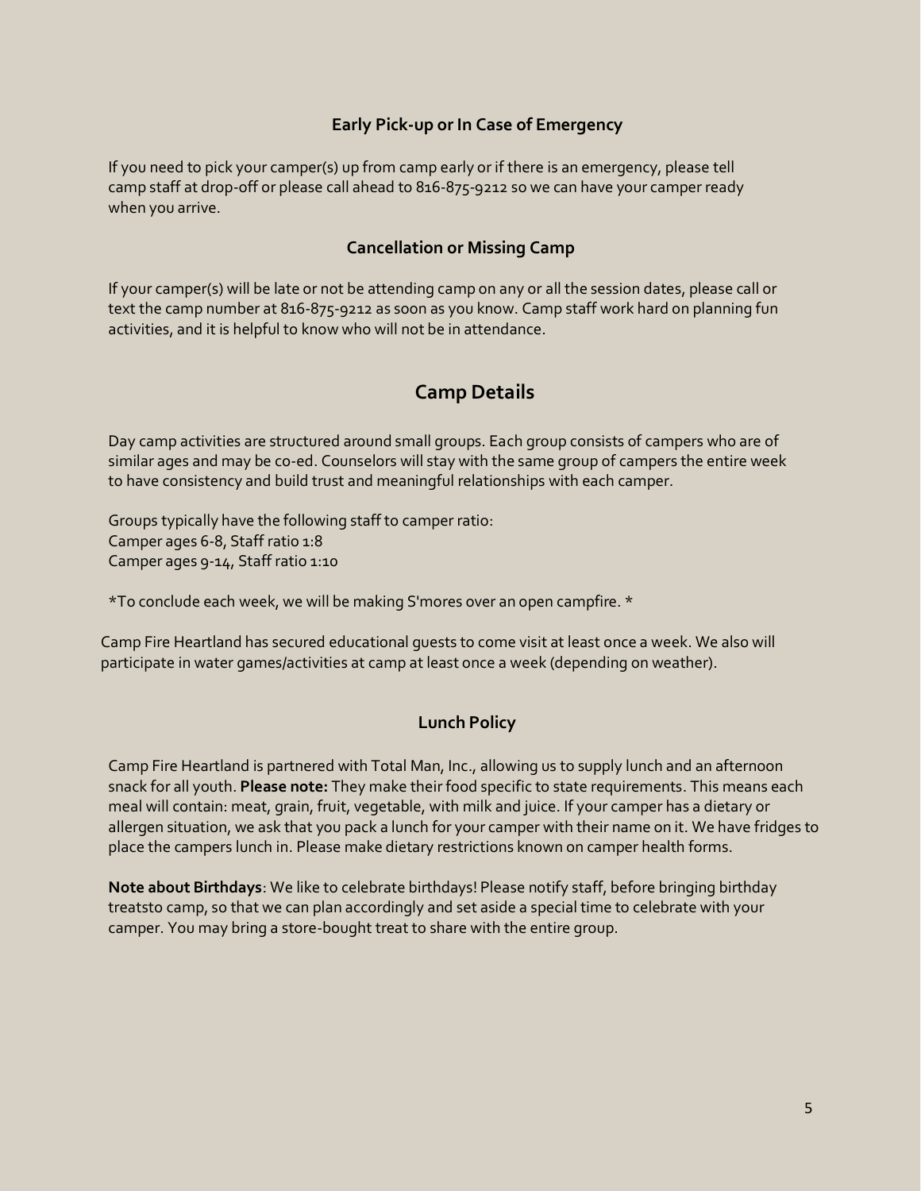### Early Pick-up or In Case of Emergency

If you need to pick your camper(s) up from camp early or if there is an emergency, please tell camp staff at drop-off or please call ahead to 816-875-9212 so we can have your camper ready when you arrive.

### Cancellation or Missing Camp

If your camper(s) will be late or not be attending camp on any or all the session dates, please call or text the camp number at 816-875-9212 as soon as you know. Camp staff work hard on planning fun activities, and it is helpful to know who will not be in attendance.

## Camp Details

Day camp activities are structured around small groups. Each group consists of campers who are of similar ages and may be co-ed. Counselors will stay with the same group of campers the entire week to have consistency and build trust and meaningful relationships with each camper.

Groups typically have the following staff to camper ratio:
Camper ages 6-8, Staff ratio 1:8
Camper ages 9-14, Staff ratio 1:10

*To conclude each week, we will be making S'mores over an open campfire. *

Camp Fire Heartland has secured educational guests to come visit at least once a week. We also will participate in water games/activities at camp at least once a week (depending on weather).

### Lunch Policy

Camp Fire Heartland is partnered with Total Man, Inc., allowing us to supply lunch and an afternoon snack for all youth. **Please note:** They make their food specific to state requirements. This means each meal will contain: meat, grain, fruit, vegetable, with milk and juice. If your camper has a dietary or allergen situation, we ask that you pack a lunch for your camper with their name on it. We have fridges to place the campers lunch in. Please make dietary restrictions known on camper health forms.

**Note about Birthdays**: We like to celebrate birthdays! Please notify staff, before bringing birthday treatsto camp, so that we can plan accordingly and set aside a special time to celebrate with your camper. You may bring a store-bought treat to share with the entire group.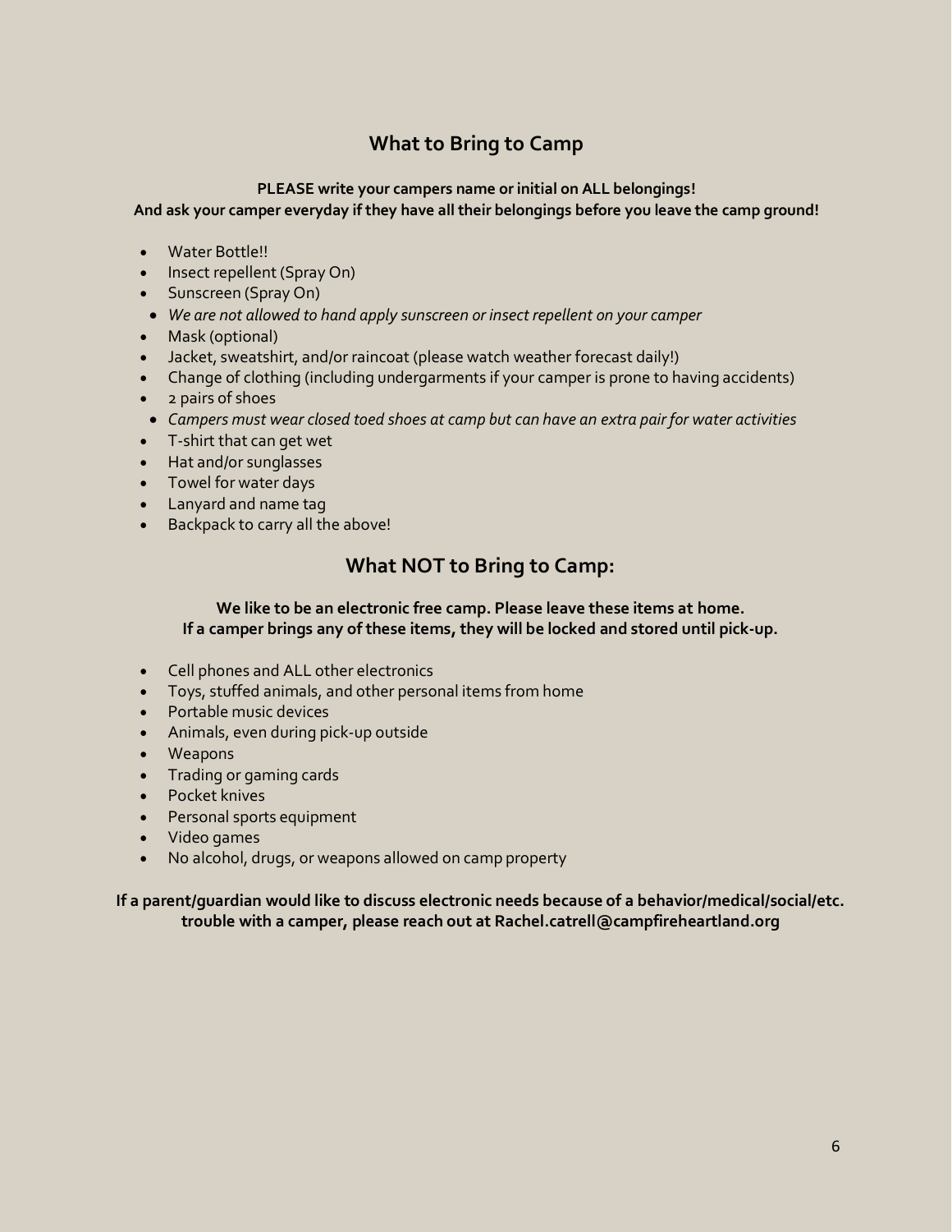## What to Bring to Camp

**PLEASE write your campers name or initial on ALL belongings!**
**And ask your camper everyday if they have all their belongings before you leave the camp ground!**

- Water Bottle!!
- Insect repellent (Spray On)
- Sunscreen (Spray On)
- *We are not allowed to hand apply sunscreen or insect repellent on your camper*
- Mask (optional)
- Jacket, sweatshirt, and/or raincoat (please watch weather forecast daily!)
- Change of clothing (including undergarments if your camper is prone to having accidents)
- 2 pairs of shoes
- *Campers must wear closed toed shoes at camp but can have an extra pair for water activities*
- T-shirt that can get wet
- Hat and/or sunglasses
- Towel for water days
- Lanyard and name tag
- Backpack to carry all the above!

## What NOT to Bring to Camp:

**We like to be an electronic free camp. Please leave these items at home.**
**If a camper brings any of these items, they will be locked and stored until pick-up.**

- Cell phones and ALL other electronics
- Toys, stuffed animals, and other personal items from home
- Portable music devices
- Animals, even during pick-up outside
- Weapons
- Trading or gaming cards
- Pocket knives
- Personal sports equipment
- Video games
- No alcohol, drugs, or weapons allowed on camp property

**If a parent/guardian would like to discuss electronic needs because of a behavior/medical/social/etc. trouble with a camper, please reach out at Rachel.catrell@campfireheartland.org**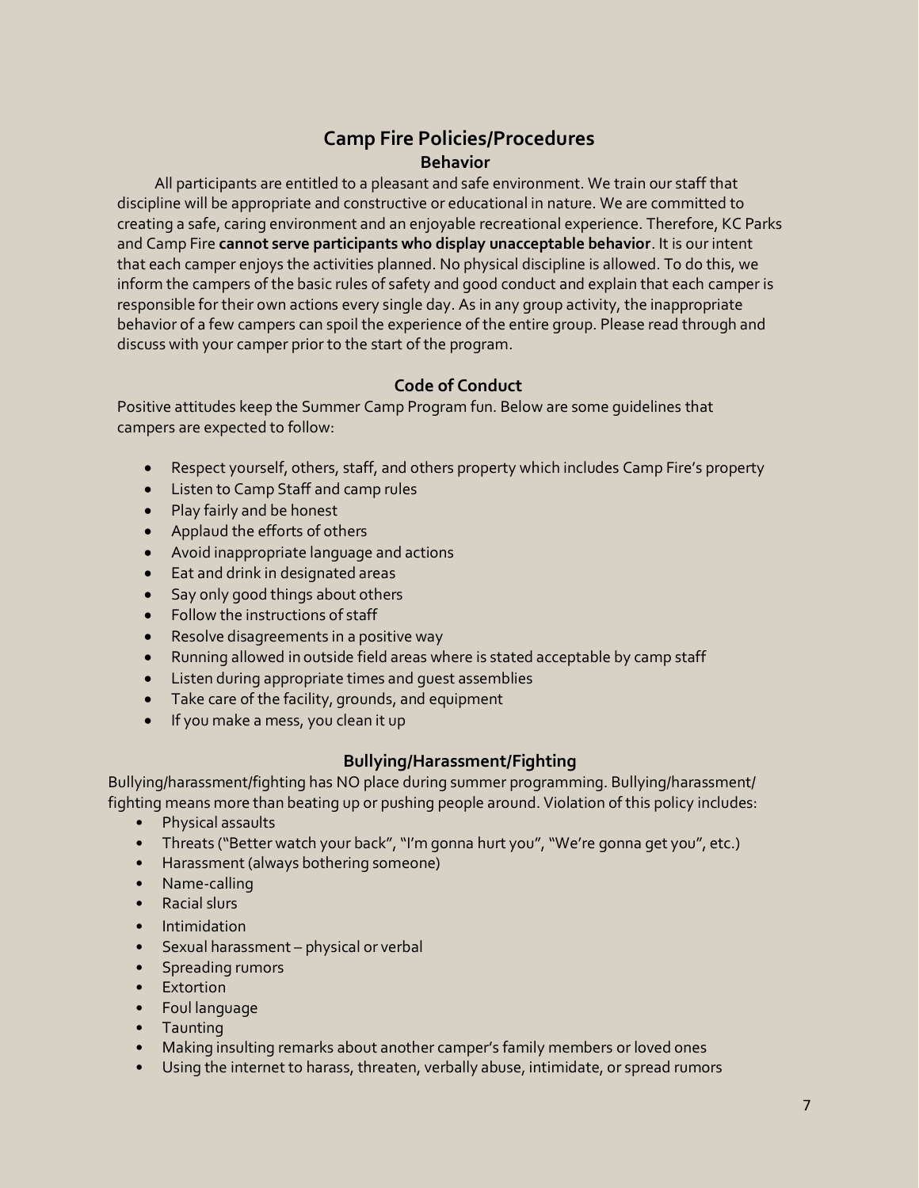# Camp Fire Policies/Procedures

## Behavior

All participants are entitled to a pleasant and safe environment. We train our staff that discipline will be appropriate and constructive or educational in nature. We are committed to creating a safe, caring environment and an enjoyable recreational experience. Therefore, KC Parks and Camp Fire **cannot serve participants who display unacceptable behavior**. It is our intent that each camper enjoys the activities planned. No physical discipline is allowed. To do this, we inform the campers of the basic rules of safety and good conduct and explain that each camper is responsible for their own actions every single day. As in any group activity, the inappropriate behavior of a few campers can spoil the experience of the entire group. Please read through and discuss with your camper prior to the start of the program.

## Code of Conduct

Positive attitudes keep the Summer Camp Program fun. Below are some guidelines that campers are expected to follow:

- Respect yourself, others, staff, and others property which includes Camp Fire's property
- Listen to Camp Staff and camp rules
- Play fairly and be honest
- Applaud the efforts of others
- Avoid inappropriate language and actions
- Eat and drink in designated areas
- Say only good things about others
- Follow the instructions of staff
- Resolve disagreements in a positive way
- Running allowed in outside field areas where is stated acceptable by camp staff
- Listen during appropriate times and guest assemblies
- Take care of the facility, grounds, and equipment
- If you make a mess, you clean it up

## Bullying/Harassment/Fighting

Bullying/harassment/fighting has NO place during summer programming. Bullying/harassment/ fighting means more than beating up or pushing people around. Violation of this policy includes:

- Physical assaults
- Threats ("Better watch your back", "I'm gonna hurt you", "We're gonna get you", etc.)
- Harassment (always bothering someone)
- Name-calling
- Racial slurs
- Intimidation
- Sexual harassment – physical or verbal
- Spreading rumors
- Extortion
- Foul language
- Taunting
- Making insulting remarks about another camper's family members or loved ones
- Using the internet to harass, threaten, verbally abuse, intimidate, or spread rumors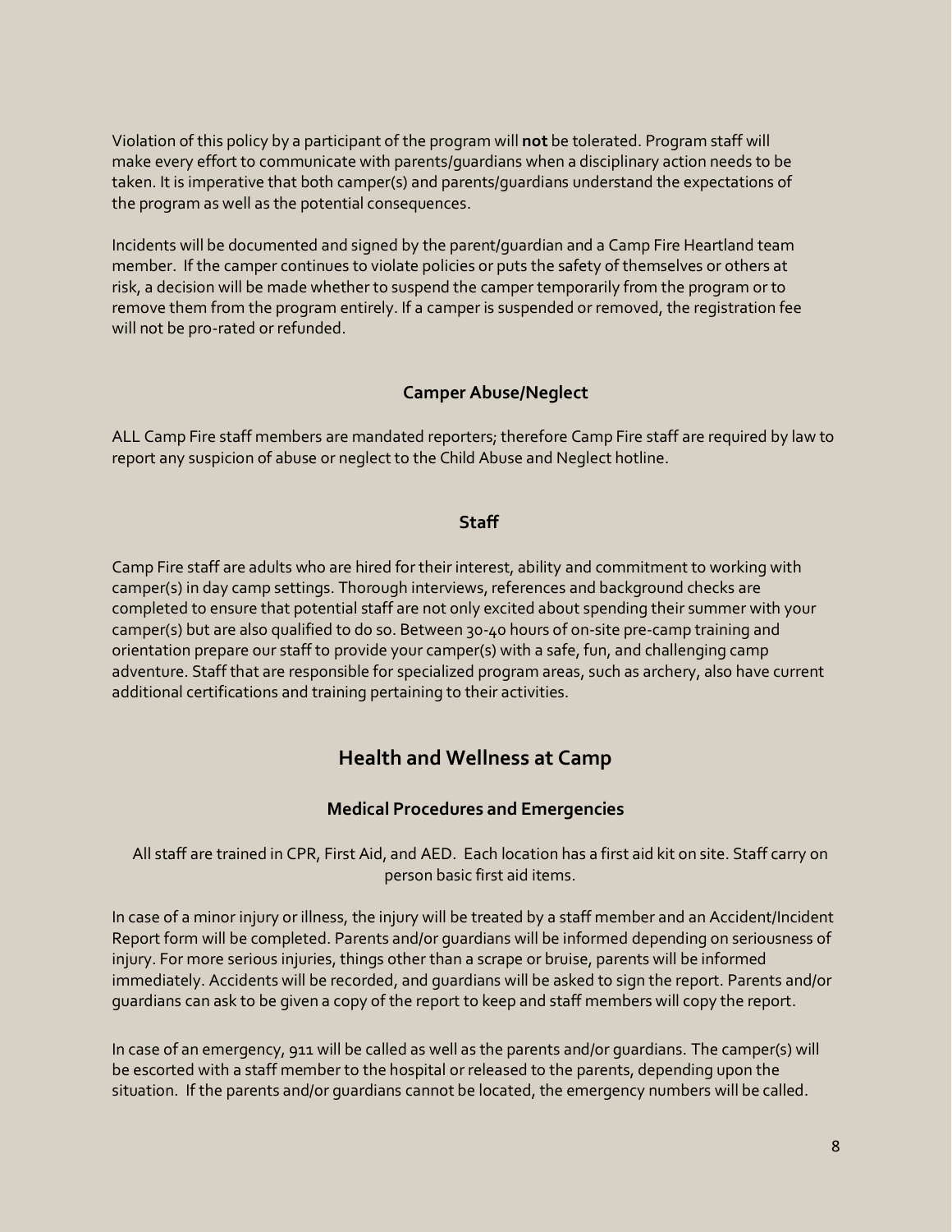Violation of this policy by a participant of the program will **not** be tolerated. Program staff will make every effort to communicate with parents/guardians when a disciplinary action needs to be taken. It is imperative that both camper(s) and parents/guardians understand the expectations of the program as well as the potential consequences.

Incidents will be documented and signed by the parent/guardian and a Camp Fire Heartland team member. If the camper continues to violate policies or puts the safety of themselves or others at risk, a decision will be made whether to suspend the camper temporarily from the program or to remove them from the program entirely. If a camper is suspended or removed, the registration fee will not be pro-rated or refunded.

### Camper Abuse/Neglect

ALL Camp Fire staff members are mandated reporters; therefore Camp Fire staff are required by law to report any suspicion of abuse or neglect to the Child Abuse and Neglect hotline.

### Staff

Camp Fire staff are adults who are hired for their interest, ability and commitment to working with camper(s) in day camp settings. Thorough interviews, references and background checks are completed to ensure that potential staff are not only excited about spending their summer with your camper(s) but are also qualified to do so. Between 30-40 hours of on-site pre-camp training and orientation prepare our staff to provide your camper(s) with a safe, fun, and challenging camp adventure. Staff that are responsible for specialized program areas, such as archery, also have current additional certifications and training pertaining to their activities.

## Health and Wellness at Camp

### Medical Procedures and Emergencies

All staff are trained in CPR, First Aid, and AED. Each location has a first aid kit on site. Staff carry on person basic first aid items.

In case of a minor injury or illness, the injury will be treated by a staff member and an Accident/Incident Report form will be completed. Parents and/or guardians will be informed depending on seriousness of injury. For more serious injuries, things other than a scrape or bruise, parents will be informed immediately. Accidents will be recorded, and guardians will be asked to sign the report. Parents and/or guardians can ask to be given a copy of the report to keep and staff members will copy the report.

In case of an emergency, 911 will be called as well as the parents and/or guardians. The camper(s) will be escorted with a staff member to the hospital or released to the parents, depending upon the situation. If the parents and/or guardians cannot be located, the emergency numbers will be called.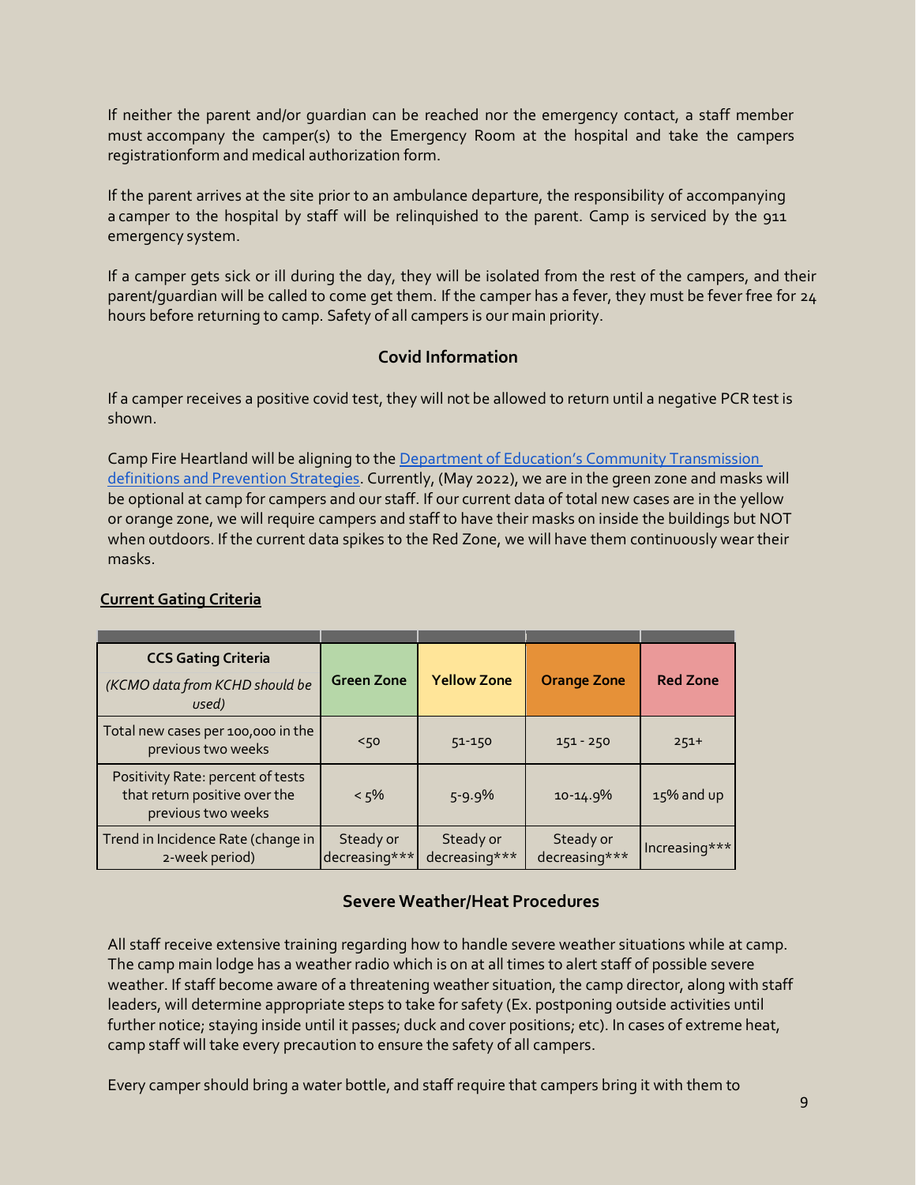If neither the parent and/or guardian can be reached nor the emergency contact, a staff member must accompany the camper(s) to the Emergency Room at the hospital and take the campers registrationform and medical authorization form.

If the parent arrives at the site prior to an ambulance departure, the responsibility of accompanying a camper to the hospital by staff will be relinquished to the parent. Camp is serviced by the 911 emergency system.

If a camper gets sick or ill during the day, they will be isolated from the rest of the campers, and their parent/guardian will be called to come get them. If the camper has a fever, they must be fever free for 24 hours before returning to camp. Safety of all campers is our main priority.

## Covid Information

If a camper receives a positive covid test, they will not be allowed to return until a negative PCR test is shown.

Camp Fire Heartland will be aligning to the Department of Education's Community Transmission definitions and Prevention Strategies. Currently, (May 2022), we are in the green zone and masks will be optional at camp for campers and our staff. If our current data of total new cases are in the yellow or orange zone, we will require campers and staff to have their masks on inside the buildings but NOT when outdoors. If the current data spikes to the Red Zone, we will have them continuously wear their masks.

**Current Gating Criteria**

| **CCS Gating Criteria** *(KCMO data from KCHD should be used)* | **Green Zone** | **Yellow Zone** | **Orange Zone** | **Red Zone** |
|---|---|---|---|---|
| Total new cases per 100,000 in the previous two weeks | <50 | 51-150 | 151 - 250 | 251+ |
| Positivity Rate: percent of tests that return positive over the previous two weeks | < 5% | 5-9.9% | 10-14.9% | 15% and up |
| Trend in Incidence Rate (change in 2-week period) | Steady or decreasing*** | Steady or decreasing*** | Steady or decreasing*** | Increasing*** |

## Severe Weather/Heat Procedures

All staff receive extensive training regarding how to handle severe weather situations while at camp. The camp main lodge has a weather radio which is on at all times to alert staff of possible severe weather. If staff become aware of a threatening weather situation, the camp director, along with staff leaders, will determine appropriate steps to take for safety (Ex. postponing outside activities until further notice; staying inside until it passes; duck and cover positions; etc). In cases of extreme heat, camp staff will take every precaution to ensure the safety of all campers.

Every camper should bring a water bottle, and staff require that campers bring it with them to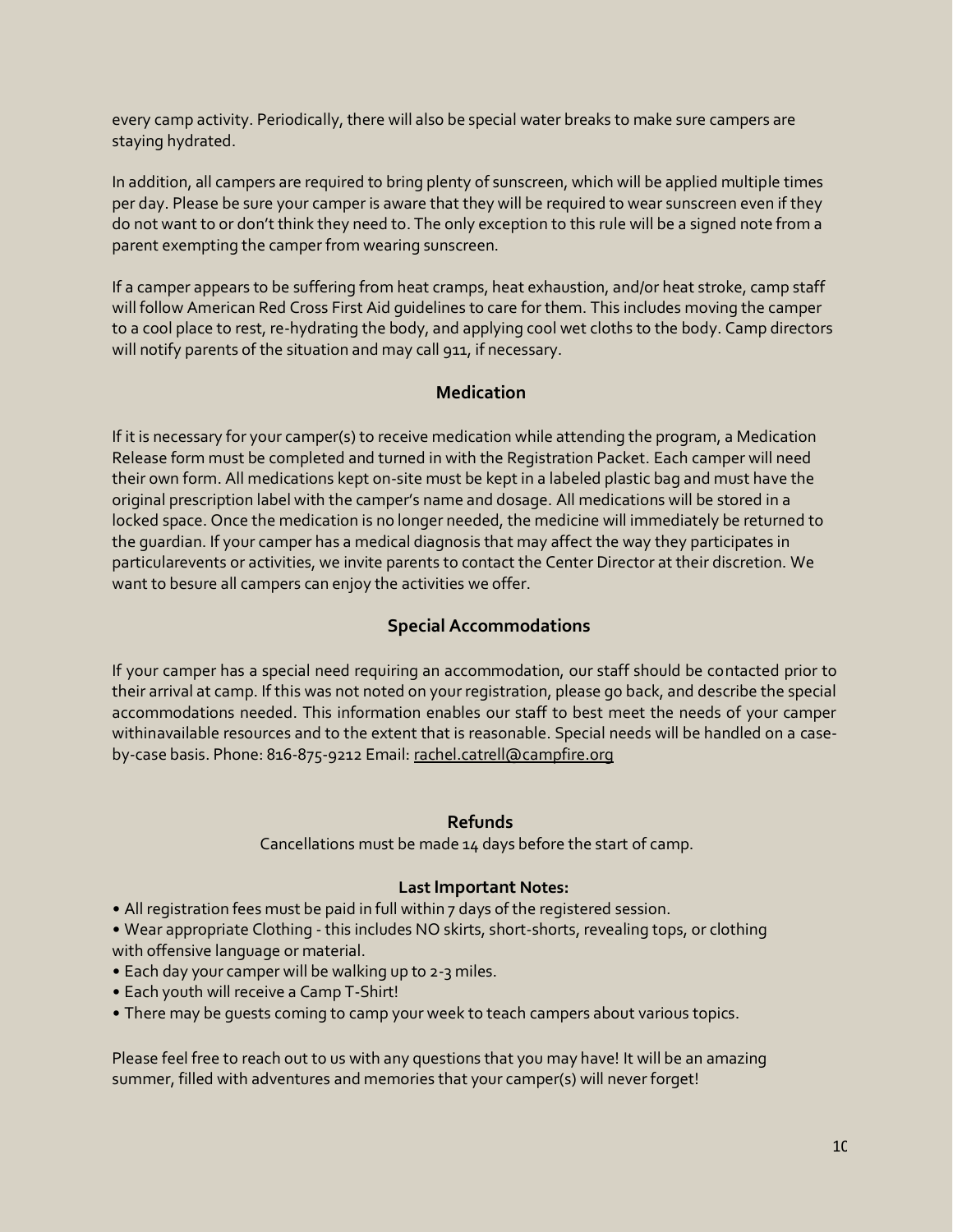every camp activity. Periodically, there will also be special water breaks to make sure campers are staying hydrated.

In addition, all campers are required to bring plenty of sunscreen, which will be applied multiple times per day. Please be sure your camper is aware that they will be required to wear sunscreen even if they do not want to or don't think they need to. The only exception to this rule will be a signed note from a parent exempting the camper from wearing sunscreen.

If a camper appears to be suffering from heat cramps, heat exhaustion, and/or heat stroke, camp staff will follow American Red Cross First Aid guidelines to care for them. This includes moving the camper to a cool place to rest, re-hydrating the body, and applying cool wet cloths to the body. Camp directors will notify parents of the situation and may call 911, if necessary.

## Medication

If it is necessary for your camper(s) to receive medication while attending the program, a Medication Release form must be completed and turned in with the Registration Packet. Each camper will need their own form. All medications kept on-site must be kept in a labeled plastic bag and must have the original prescription label with the camper's name and dosage. All medications will be stored in a locked space. Once the medication is no longer needed, the medicine will immediately be returned to the guardian. If your camper has a medical diagnosis that may affect the way they participates in particularevents or activities, we invite parents to contact the Center Director at their discretion. We want to besure all campers can enjoy the activities we offer.

## Special Accommodations

If your camper has a special need requiring an accommodation, our staff should be contacted prior to their arrival at camp. If this was not noted on your registration, please go back, and describe the special accommodations needed. This information enables our staff to best meet the needs of your camper withinavailable resources and to the extent that is reasonable. Special needs will be handled on a case-by-case basis. Phone: 816-875-9212 Email: rachel.catrell@campfire.org

## Refunds

Cancellations must be made 14 days before the start of camp.

**Last Important Notes:**

- All registration fees must be paid in full within 7 days of the registered session.
- Wear appropriate Clothing - this includes NO skirts, short-shorts, revealing tops, or clothing with offensive language or material.
- Each day your camper will be walking up to 2-3 miles.
- Each youth will receive a Camp T-Shirt!
- There may be guests coming to camp your week to teach campers about various topics.

Please feel free to reach out to us with any questions that you may have! It will be an amazing summer, filled with adventures and memories that your camper(s) will never forget!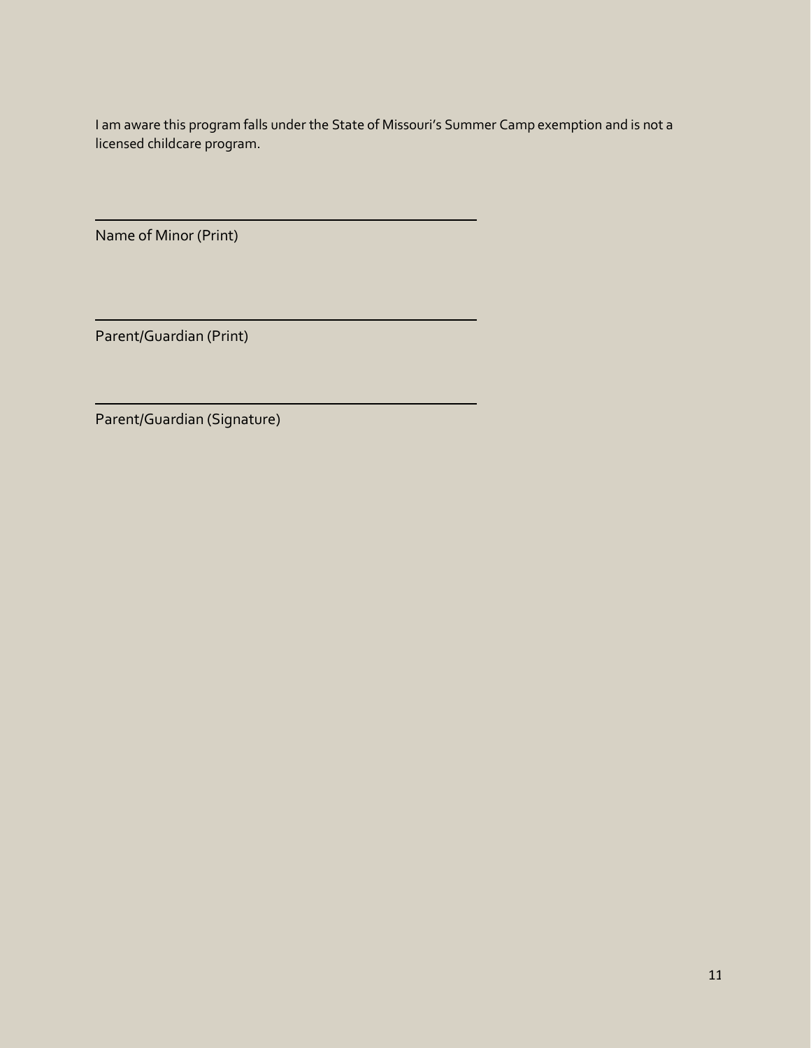I am aware this program falls under the State of Missouri's Summer Camp exemption and is not a licensed childcare program.

\_\_\_\_\_\_\_\_\_\_\_\_\_\_\_\_\_\_\_\_\_\_\_\_\_\_\_\_\_\_\_\_\_\_\_\_\_\_\_\_

Name of Minor (Print)

\_\_\_\_\_\_\_\_\_\_\_\_\_\_\_\_\_\_\_\_\_\_\_\_\_\_\_\_\_\_\_\_\_\_\_\_\_\_\_\_

Parent/Guardian (Print)

\_\_\_\_\_\_\_\_\_\_\_\_\_\_\_\_\_\_\_\_\_\_\_\_\_\_\_\_\_\_\_\_\_\_\_\_\_\_\_\_

Parent/Guardian (Signature)